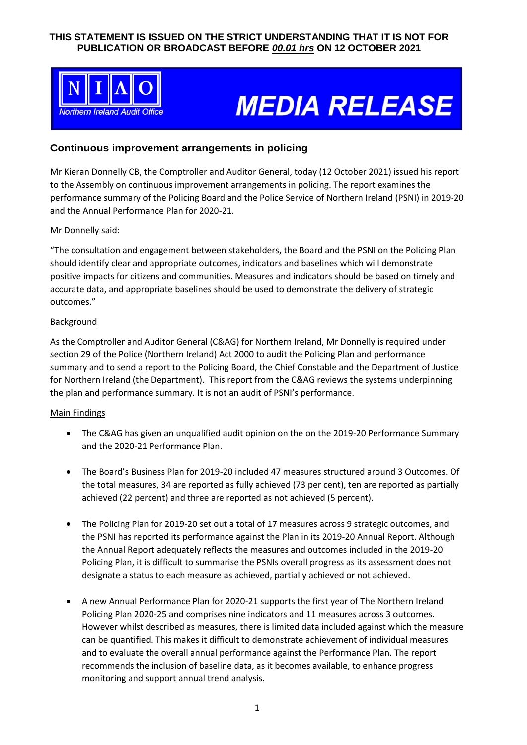**THIS STATEMENT IS ISSUED ON THE STRICT UNDERSTANDING THAT IT IS NOT FOR PUBLICATION OR BROADCAST BEFORE *00.01 hrs* ON 12 OCTOBER 2021**

NIAO Northern Ireland Audit Office

# MEDIA RELEASE

## Continuous improvement arrangements in policing

Mr Kieran Donnelly CB, the Comptroller and Auditor General, today (12 October 2021) issued his report to the Assembly on continuous improvement arrangements in policing. The report examines the performance summary of the Policing Board and the Police Service of Northern Ireland (PSNI) in 2019-20 and the Annual Performance Plan for 2020-21.

Mr Donnelly said:

"The consultation and engagement between stakeholders, the Board and the PSNI on the Policing Plan should identify clear and appropriate outcomes, indicators and baselines which will demonstrate positive impacts for citizens and communities. Measures and indicators should be based on timely and accurate data, and appropriate baselines should be used to demonstrate the delivery of strategic outcomes."

Background

As the Comptroller and Auditor General (C&AG) for Northern Ireland, Mr Donnelly is required under section 29 of the Police (Northern Ireland) Act 2000 to audit the Policing Plan and performance summary and to send a report to the Policing Board, the Chief Constable and the Department of Justice for Northern Ireland (the Department). This report from the C&AG reviews the systems underpinning the plan and performance summary. It is not an audit of PSNI's performance.

Main Findings

- The C&AG has given an unqualified audit opinion on the on the 2019-20 Performance Summary and the 2020-21 Performance Plan.
- The Board's Business Plan for 2019-20 included 47 measures structured around 3 Outcomes. Of the total measures, 34 are reported as fully achieved (73 per cent), ten are reported as partially achieved (22 percent) and three are reported as not achieved (5 percent).
- The Policing Plan for 2019-20 set out a total of 17 measures across 9 strategic outcomes, and the PSNI has reported its performance against the Plan in its 2019-20 Annual Report. Although the Annual Report adequately reflects the measures and outcomes included in the 2019-20 Policing Plan, it is difficult to summarise the PSNIs overall progress as its assessment does not designate a status to each measure as achieved, partially achieved or not achieved.
- A new Annual Performance Plan for 2020-21 supports the first year of The Northern Ireland Policing Plan 2020-25 and comprises nine indicators and 11 measures across 3 outcomes. However whilst described as measures, there is limited data included against which the measure can be quantified. This makes it difficult to demonstrate achievement of individual measures and to evaluate the overall annual performance against the Performance Plan. The report recommends the inclusion of baseline data, as it becomes available, to enhance progress monitoring and support annual trend analysis.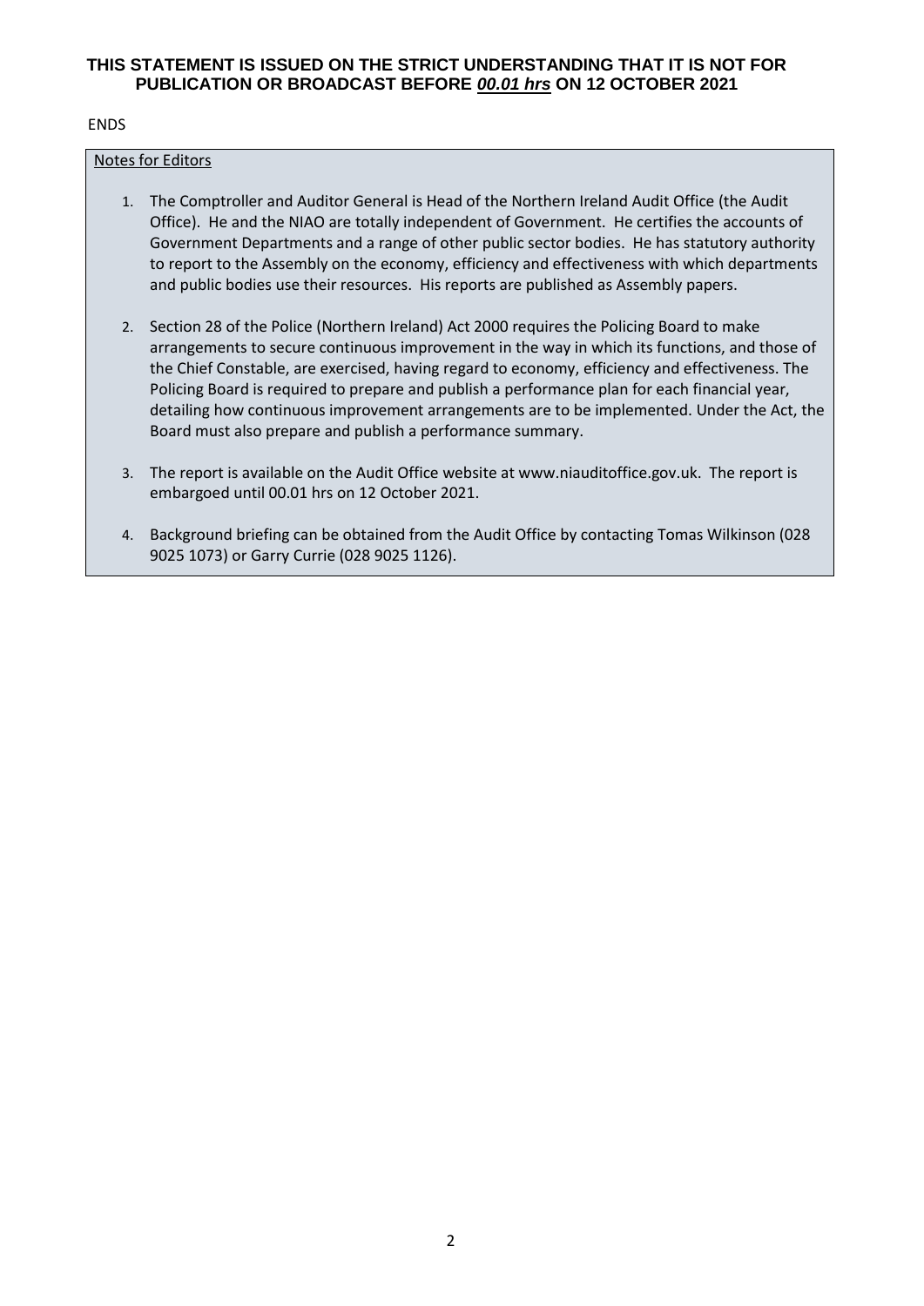**THIS STATEMENT IS ISSUED ON THE STRICT UNDERSTANDING THAT IT IS NOT FOR PUBLICATION OR BROADCAST BEFORE *00.01 hrs* ON 12 OCTOBER 2021**

ENDS

Notes for Editors

1. The Comptroller and Auditor General is Head of the Northern Ireland Audit Office (the Audit Office). He and the NIAO are totally independent of Government. He certifies the accounts of Government Departments and a range of other public sector bodies. He has statutory authority to report to the Assembly on the economy, efficiency and effectiveness with which departments and public bodies use their resources. His reports are published as Assembly papers.

2. Section 28 of the Police (Northern Ireland) Act 2000 requires the Policing Board to make arrangements to secure continuous improvement in the way in which its functions, and those of the Chief Constable, are exercised, having regard to economy, efficiency and effectiveness. The Policing Board is required to prepare and publish a performance plan for each financial year, detailing how continuous improvement arrangements are to be implemented. Under the Act, the Board must also prepare and publish a performance summary.

3. The report is available on the Audit Office website at www.niauditoffice.gov.uk. The report is embargoed until 00.01 hrs on 12 October 2021.

4. Background briefing can be obtained from the Audit Office by contacting Tomas Wilkinson (028 9025 1073) or Garry Currie (028 9025 1126).